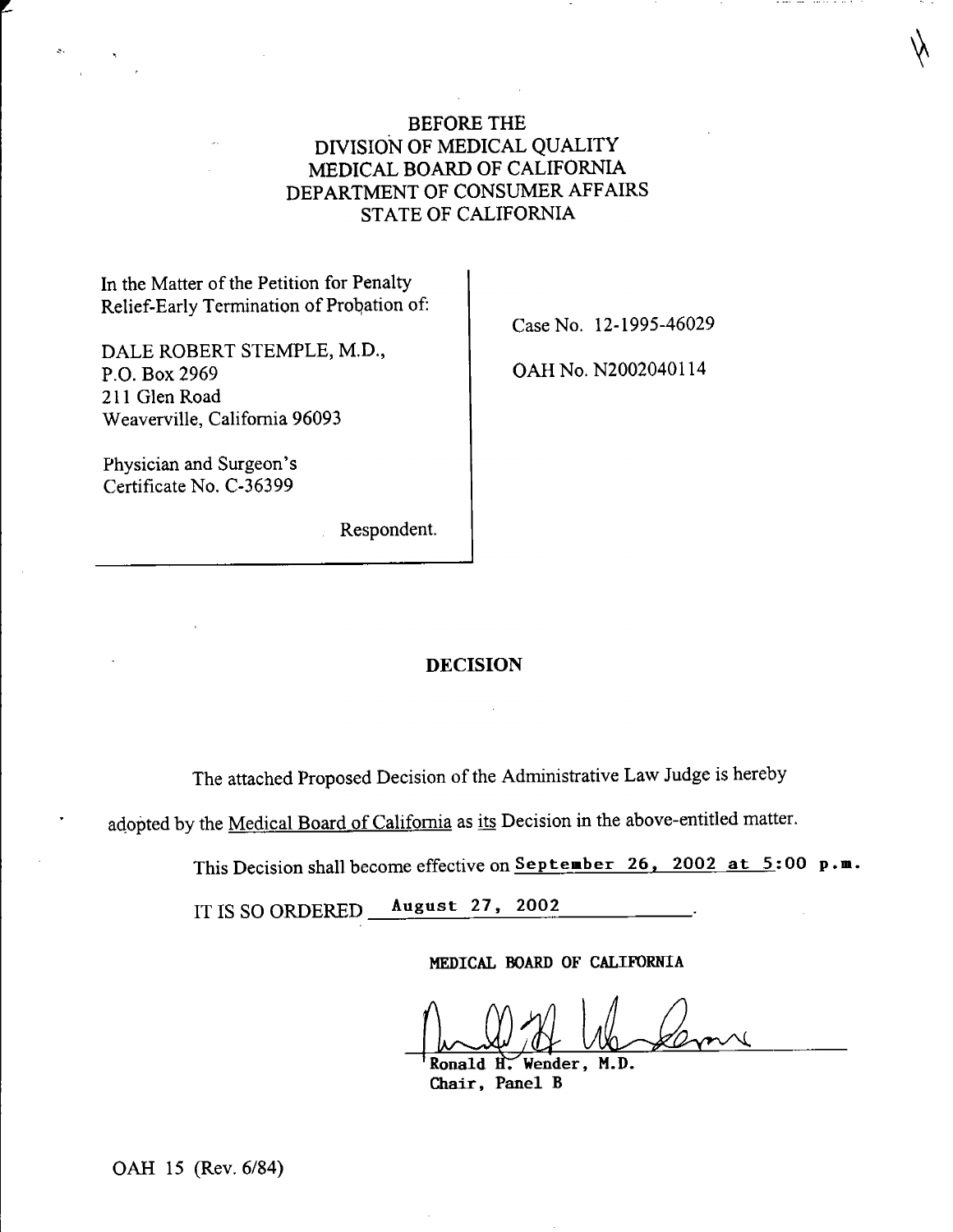BEFORE THE
DIVISION OF MEDICAL QUALITY
MEDICAL BOARD OF CALIFORNIA
DEPARTMENT OF CONSUMER AFFAIRS
STATE OF CALIFORNIA

In the Matter of the Petition for Penalty Relief-Early Termination of Probation of:

DALE ROBERT STEMPLE, M.D.,
P.O. Box 2969
211 Glen Road
Weaverville, California 96093

Physician and Surgeon's Certificate No. C-36399

Respondent.

Case No. 12-1995-46029

OAH No. N2002040114

## DECISION

The attached Proposed Decision of the Administrative Law Judge is hereby adopted by the Medical Board of California as its Decision in the above-entitled matter.

This Decision shall become effective on September 26, 2002 at 5:00 p.m.

IT IS SO ORDERED August 27, 2002.

MEDICAL BOARD OF CALIFORNIA

Ronald H. Wender, M.D.
Chair, Panel B

OAH 15 (Rev. 6/84)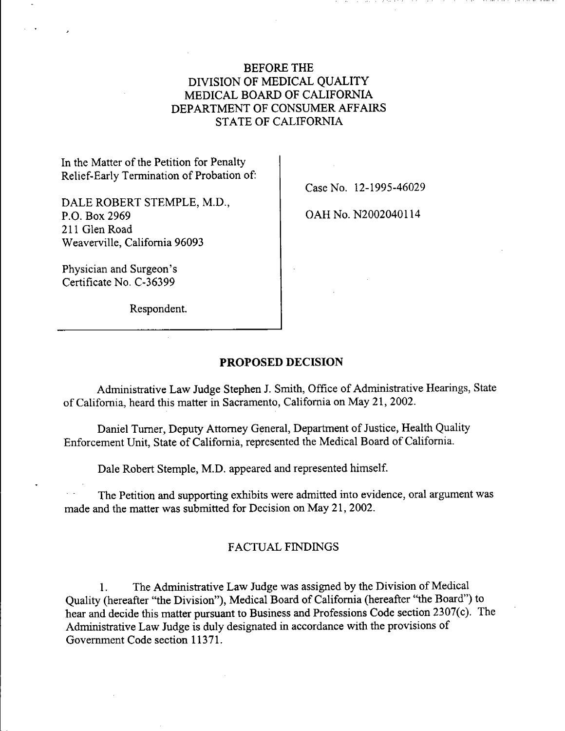BEFORE THE
DIVISION OF MEDICAL QUALITY
MEDICAL BOARD OF CALIFORNIA
DEPARTMENT OF CONSUMER AFFAIRS
STATE OF CALIFORNIA

| In the Matter of the Petition for Penalty Relief-Early Termination of Probation of: DALE ROBERT STEMPLE, M.D., P.O. Box 2969, 211 Glen Road, Weaverville, California 96093. Physician and Surgeon's Certificate No. C-36399. Respondent. | Case No. 12-1995-46029 OAH No. N2002040114 |
|---|---|

## PROPOSED DECISION

Administrative Law Judge Stephen J. Smith, Office of Administrative Hearings, State of California, heard this matter in Sacramento, California on May 21, 2002.

Daniel Turner, Deputy Attorney General, Department of Justice, Health Quality Enforcement Unit, State of California, represented the Medical Board of California.

Dale Robert Stemple, M.D. appeared and represented himself.

The Petition and supporting exhibits were admitted into evidence, oral argument was made and the matter was submitted for Decision on May 21, 2002.

### FACTUAL FINDINGS

1. The Administrative Law Judge was assigned by the Division of Medical Quality (hereafter "the Division"), Medical Board of California (hereafter "the Board") to hear and decide this matter pursuant to Business and Professions Code section 2307(c). The Administrative Law Judge is duly designated in accordance with the provisions of Government Code section 11371.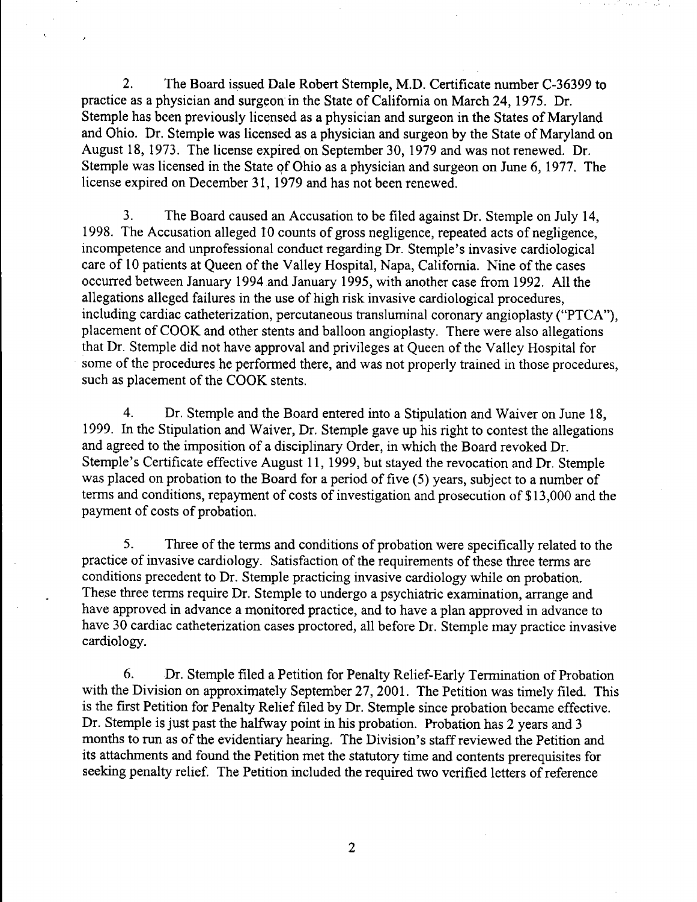2. The Board issued Dale Robert Stemple, M.D. Certificate number C-36399 to practice as a physician and surgeon in the State of California on March 24, 1975. Dr. Stemple has been previously licensed as a physician and surgeon in the States of Maryland and Ohio. Dr. Stemple was licensed as a physician and surgeon by the State of Maryland on August 18, 1973. The license expired on September 30, 1979 and was not renewed. Dr. Stemple was licensed in the State of Ohio as a physician and surgeon on June 6, 1977. The license expired on December 31, 1979 and has not been renewed.

3. The Board caused an Accusation to be filed against Dr. Stemple on July 14, 1998. The Accusation alleged 10 counts of gross negligence, repeated acts of negligence, incompetence and unprofessional conduct regarding Dr. Stemple's invasive cardiological care of 10 patients at Queen of the Valley Hospital, Napa, California. Nine of the cases occurred between January 1994 and January 1995, with another case from 1992. All the allegations alleged failures in the use of high risk invasive cardiological procedures, including cardiac catheterization, percutaneous transluminal coronary angioplasty ("PTCA"), placement of COOK and other stents and balloon angioplasty. There were also allegations that Dr. Stemple did not have approval and privileges at Queen of the Valley Hospital for some of the procedures he performed there, and was not properly trained in those procedures, such as placement of the COOK stents.

4. Dr. Stemple and the Board entered into a Stipulation and Waiver on June 18, 1999. In the Stipulation and Waiver, Dr. Stemple gave up his right to contest the allegations and agreed to the imposition of a disciplinary Order, in which the Board revoked Dr. Stemple's Certificate effective August 11, 1999, but stayed the revocation and Dr. Stemple was placed on probation to the Board for a period of five (5) years, subject to a number of terms and conditions, repayment of costs of investigation and prosecution of $13,000 and the payment of costs of probation.

5. Three of the terms and conditions of probation were specifically related to the practice of invasive cardiology. Satisfaction of the requirements of these three terms are conditions precedent to Dr. Stemple practicing invasive cardiology while on probation. These three terms require Dr. Stemple to undergo a psychiatric examination, arrange and have approved in advance a monitored practice, and to have a plan approved in advance to have 30 cardiac catheterization cases proctored, all before Dr. Stemple may practice invasive cardiology.

6. Dr. Stemple filed a Petition for Penalty Relief-Early Termination of Probation with the Division on approximately September 27, 2001. The Petition was timely filed. This is the first Petition for Penalty Relief filed by Dr. Stemple since probation became effective. Dr. Stemple is just past the halfway point in his probation. Probation has 2 years and 3 months to run as of the evidentiary hearing. The Division's staff reviewed the Petition and its attachments and found the Petition met the statutory time and contents prerequisites for seeking penalty relief. The Petition included the required two verified letters of reference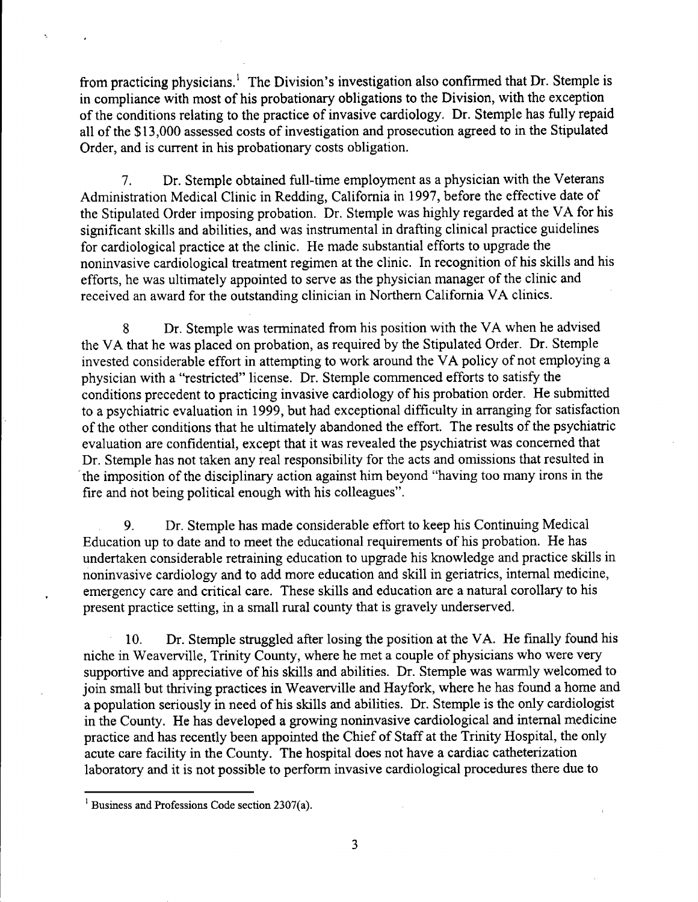from practicing physicians.[1] The Division's investigation also confirmed that Dr. Stemple is in compliance with most of his probationary obligations to the Division, with the exception of the conditions relating to the practice of invasive cardiology. Dr. Stemple has fully repaid all of the $13,000 assessed costs of investigation and prosecution agreed to in the Stipulated Order, and is current in his probationary costs obligation.

7. Dr. Stemple obtained full-time employment as a physician with the Veterans Administration Medical Clinic in Redding, California in 1997, before the effective date of the Stipulated Order imposing probation. Dr. Stemple was highly regarded at the VA for his significant skills and abilities, and was instrumental in drafting clinical practice guidelines for cardiological practice at the clinic. He made substantial efforts to upgrade the noninvasive cardiological treatment regimen at the clinic. In recognition of his skills and his efforts, he was ultimately appointed to serve as the physician manager of the clinic and received an award for the outstanding clinician in Northern California VA clinics.

8 Dr. Stemple was terminated from his position with the VA when he advised the VA that he was placed on probation, as required by the Stipulated Order. Dr. Stemple invested considerable effort in attempting to work around the VA policy of not employing a physician with a "restricted" license. Dr. Stemple commenced efforts to satisfy the conditions precedent to practicing invasive cardiology of his probation order. He submitted to a psychiatric evaluation in 1999, but had exceptional difficulty in arranging for satisfaction of the other conditions that he ultimately abandoned the effort. The results of the psychiatric evaluation are confidential, except that it was revealed the psychiatrist was concerned that Dr. Stemple has not taken any real responsibility for the acts and omissions that resulted in the imposition of the disciplinary action against him beyond "having too many irons in the fire and not being political enough with his colleagues".

9. Dr. Stemple has made considerable effort to keep his Continuing Medical Education up to date and to meet the educational requirements of his probation. He has undertaken considerable retraining education to upgrade his knowledge and practice skills in noninvasive cardiology and to add more education and skill in geriatrics, internal medicine, emergency care and critical care. These skills and education are a natural corollary to his present practice setting, in a small rural county that is gravely underserved.

10. Dr. Stemple struggled after losing the position at the VA. He finally found his niche in Weaverville, Trinity County, where he met a couple of physicians who were very supportive and appreciative of his skills and abilities. Dr. Stemple was warmly welcomed to join small but thriving practices in Weaverville and Hayfork, where he has found a home and a population seriously in need of his skills and abilities. Dr. Stemple is the only cardiologist in the County. He has developed a growing noninvasive cardiological and internal medicine practice and has recently been appointed the Chief of Staff at the Trinity Hospital, the only acute care facility in the County. The hospital does not have a cardiac catheterization laboratory and it is not possible to perform invasive cardiological procedures there due to

---

[1] Business and Professions Code section 2307(a).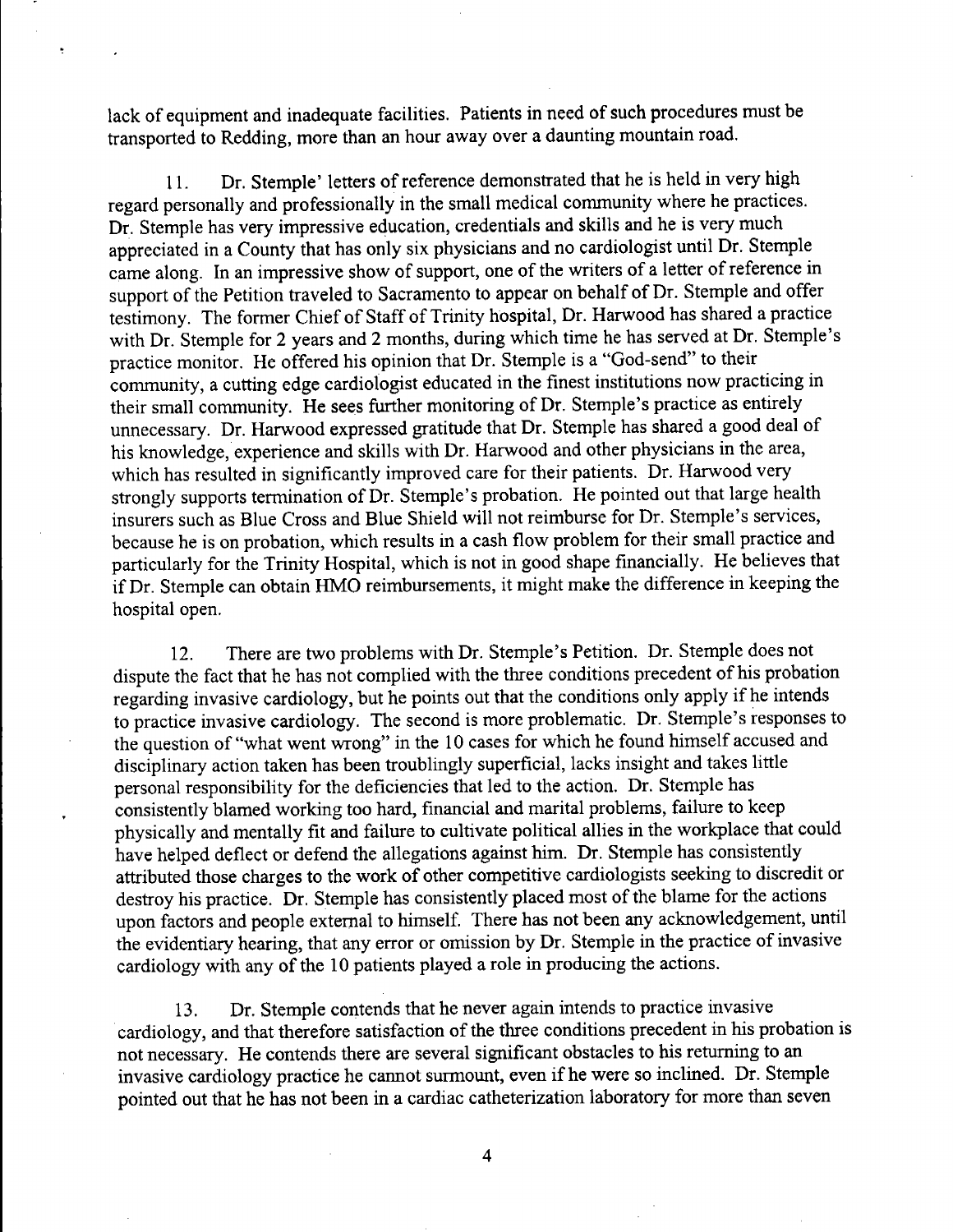lack of equipment and inadequate facilities. Patients in need of such procedures must be transported to Redding, more than an hour away over a daunting mountain road.

11. Dr. Stemple' letters of reference demonstrated that he is held in very high regard personally and professionally in the small medical community where he practices. Dr. Stemple has very impressive education, credentials and skills and he is very much appreciated in a County that has only six physicians and no cardiologist until Dr. Stemple came along. In an impressive show of support, one of the writers of a letter of reference in support of the Petition traveled to Sacramento to appear on behalf of Dr. Stemple and offer testimony. The former Chief of Staff of Trinity hospital, Dr. Harwood has shared a practice with Dr. Stemple for 2 years and 2 months, during which time he has served at Dr. Stemple's practice monitor. He offered his opinion that Dr. Stemple is a "God-send" to their community, a cutting edge cardiologist educated in the finest institutions now practicing in their small community. He sees further monitoring of Dr. Stemple's practice as entirely unnecessary. Dr. Harwood expressed gratitude that Dr. Stemple has shared a good deal of his knowledge, experience and skills with Dr. Harwood and other physicians in the area, which has resulted in significantly improved care for their patients. Dr. Harwood very strongly supports termination of Dr. Stemple's probation. He pointed out that large health insurers such as Blue Cross and Blue Shield will not reimburse for Dr. Stemple's services, because he is on probation, which results in a cash flow problem for their small practice and particularly for the Trinity Hospital, which is not in good shape financially. He believes that if Dr. Stemple can obtain HMO reimbursements, it might make the difference in keeping the hospital open.

12. There are two problems with Dr. Stemple's Petition. Dr. Stemple does not dispute the fact that he has not complied with the three conditions precedent of his probation regarding invasive cardiology, but he points out that the conditions only apply if he intends to practice invasive cardiology. The second is more problematic. Dr. Stemple's responses to the question of "what went wrong" in the 10 cases for which he found himself accused and disciplinary action taken has been troublingly superficial, lacks insight and takes little personal responsibility for the deficiencies that led to the action. Dr. Stemple has consistently blamed working too hard, financial and marital problems, failure to keep physically and mentally fit and failure to cultivate political allies in the workplace that could have helped deflect or defend the allegations against him. Dr. Stemple has consistently attributed those charges to the work of other competitive cardiologists seeking to discredit or destroy his practice. Dr. Stemple has consistently placed most of the blame for the actions upon factors and people external to himself. There has not been any acknowledgement, until the evidentiary hearing, that any error or omission by Dr. Stemple in the practice of invasive cardiology with any of the 10 patients played a role in producing the actions.

13. Dr. Stemple contends that he never again intends to practice invasive cardiology, and that therefore satisfaction of the three conditions precedent in his probation is not necessary. He contends there are several significant obstacles to his returning to an invasive cardiology practice he cannot surmount, even if he were so inclined. Dr. Stemple pointed out that he has not been in a cardiac catheterization laboratory for more than seven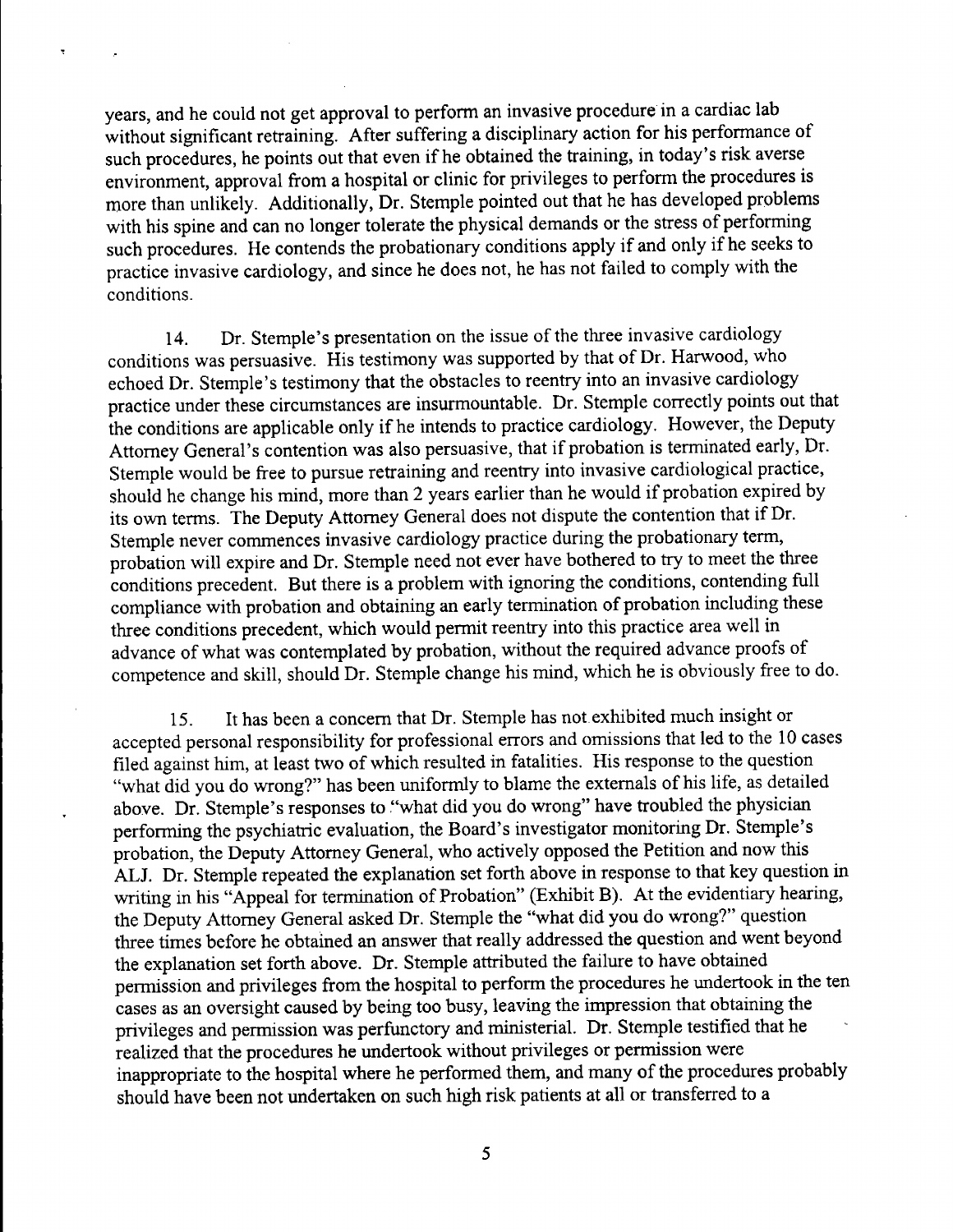years, and he could not get approval to perform an invasive procedure in a cardiac lab without significant retraining. After suffering a disciplinary action for his performance of such procedures, he points out that even if he obtained the training, in today's risk averse environment, approval from a hospital or clinic for privileges to perform the procedures is more than unlikely. Additionally, Dr. Stemple pointed out that he has developed problems with his spine and can no longer tolerate the physical demands or the stress of performing such procedures. He contends the probationary conditions apply if and only if he seeks to practice invasive cardiology, and since he does not, he has not failed to comply with the conditions.

14. Dr. Stemple's presentation on the issue of the three invasive cardiology conditions was persuasive. His testimony was supported by that of Dr. Harwood, who echoed Dr. Stemple's testimony that the obstacles to reentry into an invasive cardiology practice under these circumstances are insurmountable. Dr. Stemple correctly points out that the conditions are applicable only if he intends to practice cardiology. However, the Deputy Attorney General's contention was also persuasive, that if probation is terminated early, Dr. Stemple would be free to pursue retraining and reentry into invasive cardiological practice, should he change his mind, more than 2 years earlier than he would if probation expired by its own terms. The Deputy Attorney General does not dispute the contention that if Dr. Stemple never commences invasive cardiology practice during the probationary term, probation will expire and Dr. Stemple need not ever have bothered to try to meet the three conditions precedent. But there is a problem with ignoring the conditions, contending full compliance with probation and obtaining an early termination of probation including these three conditions precedent, which would permit reentry into this practice area well in advance of what was contemplated by probation, without the required advance proofs of competence and skill, should Dr. Stemple change his mind, which he is obviously free to do.

15. It has been a concern that Dr. Stemple has not exhibited much insight or accepted personal responsibility for professional errors and omissions that led to the 10 cases filed against him, at least two of which resulted in fatalities. His response to the question "what did you do wrong?" has been uniformly to blame the externals of his life, as detailed above. Dr. Stemple's responses to "what did you do wrong" have troubled the physician performing the psychiatric evaluation, the Board's investigator monitoring Dr. Stemple's probation, the Deputy Attorney General, who actively opposed the Petition and now this ALJ. Dr. Stemple repeated the explanation set forth above in response to that key question in writing in his "Appeal for termination of Probation" (Exhibit B). At the evidentiary hearing, the Deputy Attorney General asked Dr. Stemple the "what did you do wrong?" question three times before he obtained an answer that really addressed the question and went beyond the explanation set forth above. Dr. Stemple attributed the failure to have obtained permission and privileges from the hospital to perform the procedures he undertook in the ten cases as an oversight caused by being too busy, leaving the impression that obtaining the privileges and permission was perfunctory and ministerial. Dr. Stemple testified that he realized that the procedures he undertook without privileges or permission were inappropriate to the hospital where he performed them, and many of the procedures probably should have been not undertaken on such high risk patients at all or transferred to a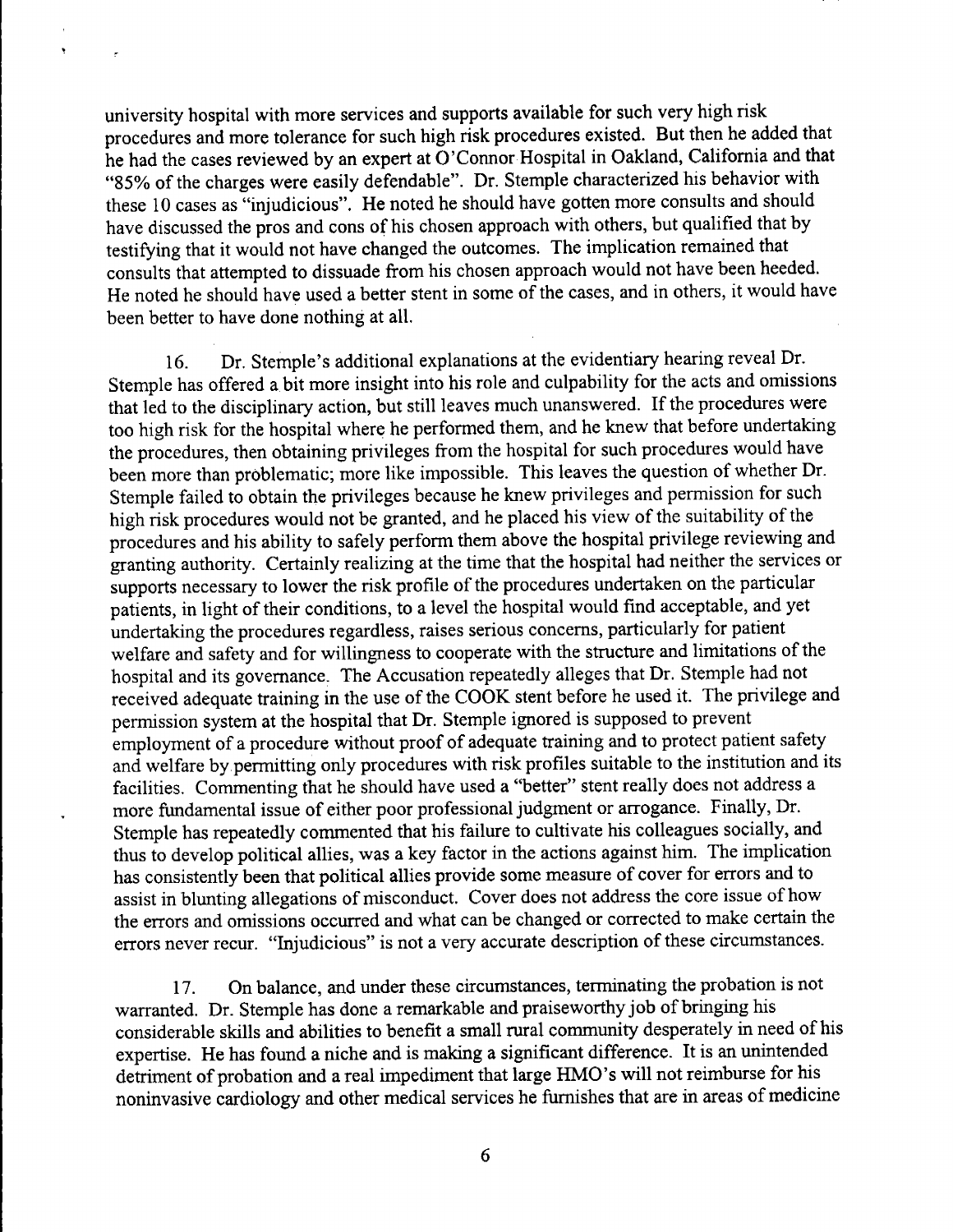university hospital with more services and supports available for such very high risk procedures and more tolerance for such high risk procedures existed. But then he added that he had the cases reviewed by an expert at O'Connor Hospital in Oakland, California and that "85% of the charges were easily defendable". Dr. Stemple characterized his behavior with these 10 cases as "injudicious". He noted he should have gotten more consults and should have discussed the pros and cons of his chosen approach with others, but qualified that by testifying that it would not have changed the outcomes. The implication remained that consults that attempted to dissuade from his chosen approach would not have been heeded. He noted he should have used a better stent in some of the cases, and in others, it would have been better to have done nothing at all.

16. Dr. Stemple's additional explanations at the evidentiary hearing reveal Dr. Stemple has offered a bit more insight into his role and culpability for the acts and omissions that led to the disciplinary action, but still leaves much unanswered. If the procedures were too high risk for the hospital where he performed them, and he knew that before undertaking the procedures, then obtaining privileges from the hospital for such procedures would have been more than problematic; more like impossible. This leaves the question of whether Dr. Stemple failed to obtain the privileges because he knew privileges and permission for such high risk procedures would not be granted, and he placed his view of the suitability of the procedures and his ability to safely perform them above the hospital privilege reviewing and granting authority. Certainly realizing at the time that the hospital had neither the services or supports necessary to lower the risk profile of the procedures undertaken on the particular patients, in light of their conditions, to a level the hospital would find acceptable, and yet undertaking the procedures regardless, raises serious concerns, particularly for patient welfare and safety and for willingness to cooperate with the structure and limitations of the hospital and its governance. The Accusation repeatedly alleges that Dr. Stemple had not received adequate training in the use of the COOK stent before he used it. The privilege and permission system at the hospital that Dr. Stemple ignored is supposed to prevent employment of a procedure without proof of adequate training and to protect patient safety and welfare by permitting only procedures with risk profiles suitable to the institution and its facilities. Commenting that he should have used a "better" stent really does not address a more fundamental issue of either poor professional judgment or arrogance. Finally, Dr. Stemple has repeatedly commented that his failure to cultivate his colleagues socially, and thus to develop political allies, was a key factor in the actions against him. The implication has consistently been that political allies provide some measure of cover for errors and to assist in blunting allegations of misconduct. Cover does not address the core issue of how the errors and omissions occurred and what can be changed or corrected to make certain the errors never recur. "Injudicious" is not a very accurate description of these circumstances.

17. On balance, and under these circumstances, terminating the probation is not warranted. Dr. Stemple has done a remarkable and praiseworthy job of bringing his considerable skills and abilities to benefit a small rural community desperately in need of his expertise. He has found a niche and is making a significant difference. It is an unintended detriment of probation and a real impediment that large HMO's will not reimburse for his noninvasive cardiology and other medical services he furnishes that are in areas of medicine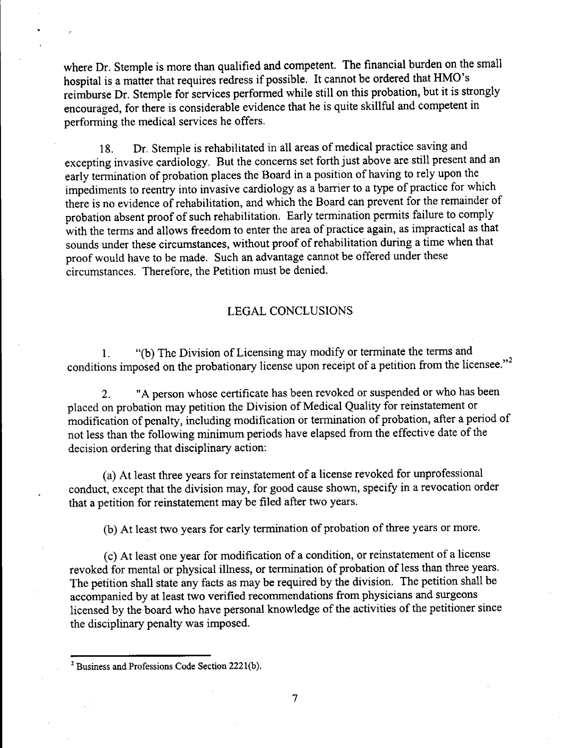where Dr. Stemple is more than qualified and competent. The financial burden on the small hospital is a matter that requires redress if possible. It cannot be ordered that HMO's reimburse Dr. Stemple for services performed while still on this probation, but it is strongly encouraged, for there is considerable evidence that he is quite skillful and competent in performing the medical services he offers.

18. Dr. Stemple is rehabilitated in all areas of medical practice saving and excepting invasive cardiology. But the concerns set forth just above are still present and an early termination of probation places the Board in a position of having to rely upon the impediments to reentry into invasive cardiology as a barrier to a type of practice for which there is no evidence of rehabilitation, and which the Board can prevent for the remainder of probation absent proof of such rehabilitation. Early termination permits failure to comply with the terms and allows freedom to enter the area of practice again, as impractical as that sounds under these circumstances, without proof of rehabilitation during a time when that proof would have to be made. Such an advantage cannot be offered under these circumstances. Therefore, the Petition must be denied.

## LEGAL CONCLUSIONS

1. "(b) The Division of Licensing may modify or terminate the terms and conditions imposed on the probationary license upon receipt of a petition from the licensee."[2]

2. "A person whose certificate has been revoked or suspended or who has been placed on probation may petition the Division of Medical Quality for reinstatement or modification of penalty, including modification or termination of probation, after a period of not less than the following minimum periods have elapsed from the effective date of the decision ordering that disciplinary action:

(a) At least three years for reinstatement of a license revoked for unprofessional conduct, except that the division may, for good cause shown, specify in a revocation order that a petition for reinstatement may be filed after two years.

(b) At least two years for early termination of probation of three years or more.

(c) At least one year for modification of a condition, or reinstatement of a license revoked for mental or physical illness, or termination of probation of less than three years. The petition shall state any facts as may be required by the division. The petition shall be accompanied by at least two verified recommendations from physicians and surgeons licensed by the board who have personal knowledge of the activities of the petitioner since the disciplinary penalty was imposed.

---

[2] Business and Professions Code Section 2221(b).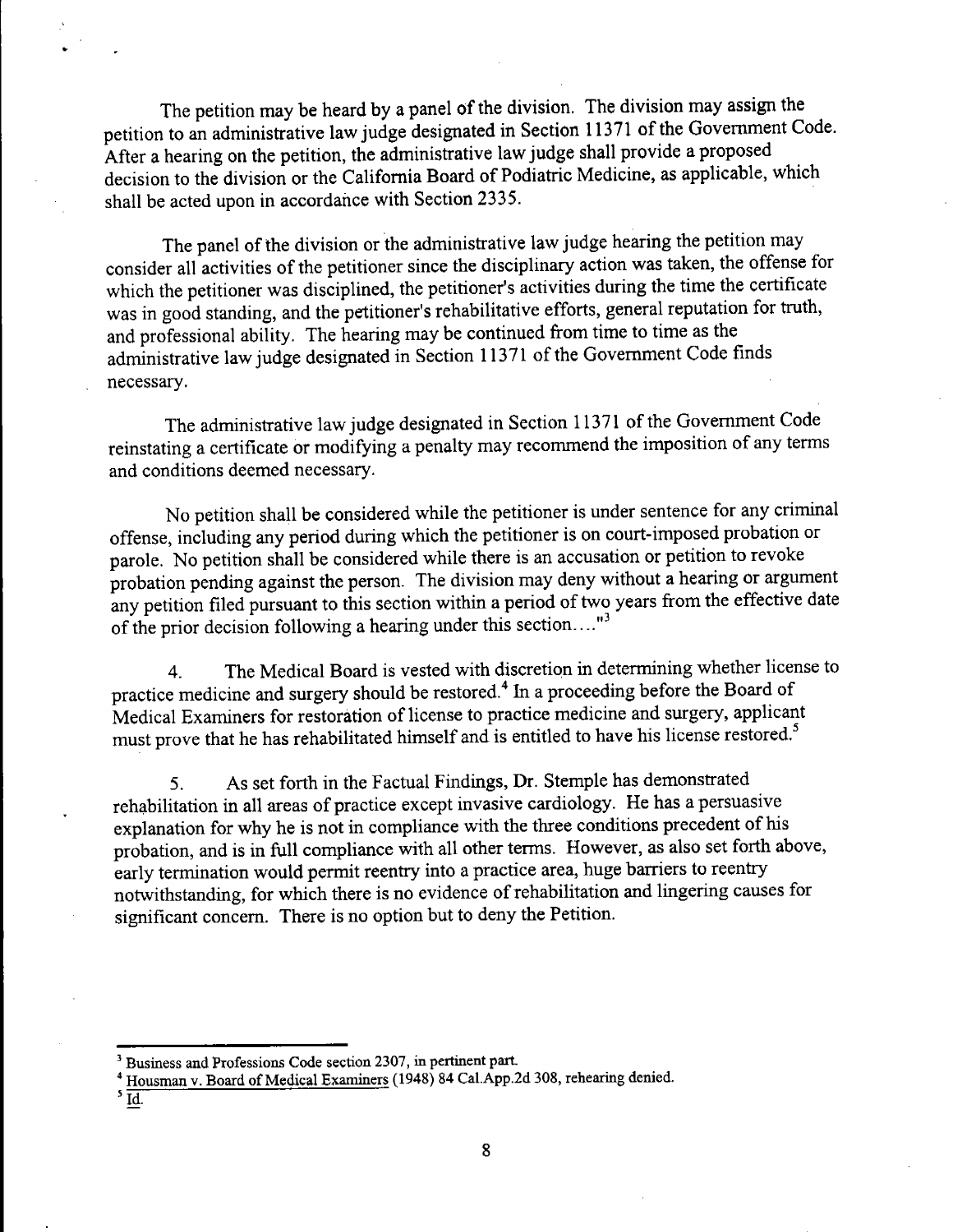The petition may be heard by a panel of the division. The division may assign the petition to an administrative law judge designated in Section 11371 of the Government Code. After a hearing on the petition, the administrative law judge shall provide a proposed decision to the division or the California Board of Podiatric Medicine, as applicable, which shall be acted upon in accordance with Section 2335.

The panel of the division or the administrative law judge hearing the petition may consider all activities of the petitioner since the disciplinary action was taken, the offense for which the petitioner was disciplined, the petitioner's activities during the time the certificate was in good standing, and the petitioner's rehabilitative efforts, general reputation for truth, and professional ability. The hearing may be continued from time to time as the administrative law judge designated in Section 11371 of the Government Code finds necessary.

The administrative law judge designated in Section 11371 of the Government Code reinstating a certificate or modifying a penalty may recommend the imposition of any terms and conditions deemed necessary.

No petition shall be considered while the petitioner is under sentence for any criminal offense, including any period during which the petitioner is on court-imposed probation or parole. No petition shall be considered while there is an accusation or petition to revoke probation pending against the person. The division may deny without a hearing or argument any petition filed pursuant to this section within a period of two years from the effective date of the prior decision following a hearing under this section...."[3]

4. The Medical Board is vested with discretion in determining whether license to practice medicine and surgery should be restored.[4] In a proceeding before the Board of Medical Examiners for restoration of license to practice medicine and surgery, applicant must prove that he has rehabilitated himself and is entitled to have his license restored.[5]

5. As set forth in the Factual Findings, Dr. Stemple has demonstrated rehabilitation in all areas of practice except invasive cardiology. He has a persuasive explanation for why he is not in compliance with the three conditions precedent of his probation, and is in full compliance with all other terms. However, as also set forth above, early termination would permit reentry into a practice area, huge barriers to reentry notwithstanding, for which there is no evidence of rehabilitation and lingering causes for significant concern. There is no option but to deny the Petition.

---

[3] Business and Professions Code section 2307, in pertinent part.

[4] Housman v. Board of Medical Examiners (1948) 84 Cal.App.2d 308, rehearing denied.

[5] Id.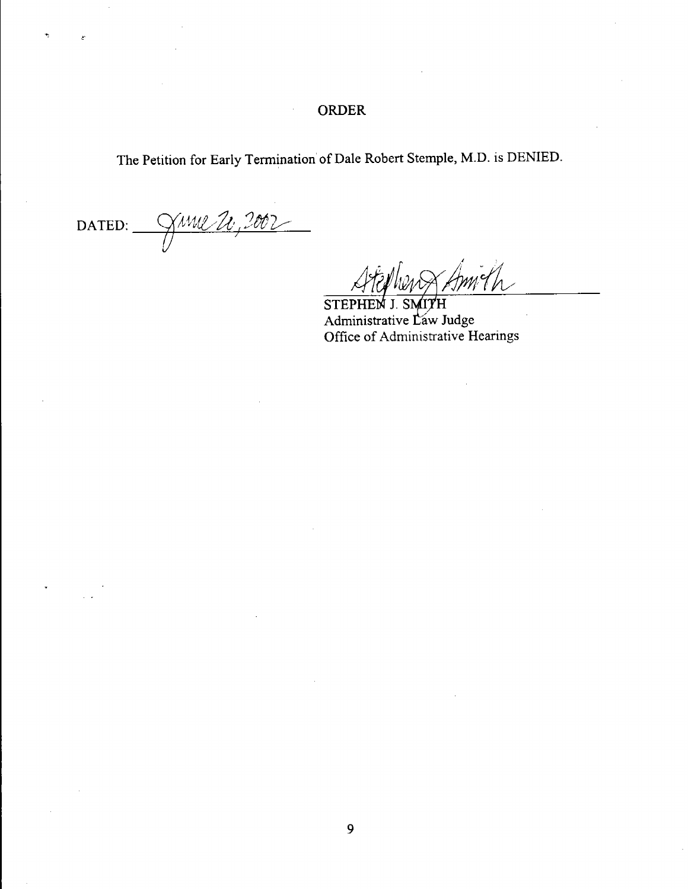## ORDER

The Petition for Early Termination of Dale Robert Stemple, M.D. is DENIED.

DATED: June 26, 2002

Stephen J. Smith

STEPHEN J. SMITH
Administrative Law Judge
Office of Administrative Hearings